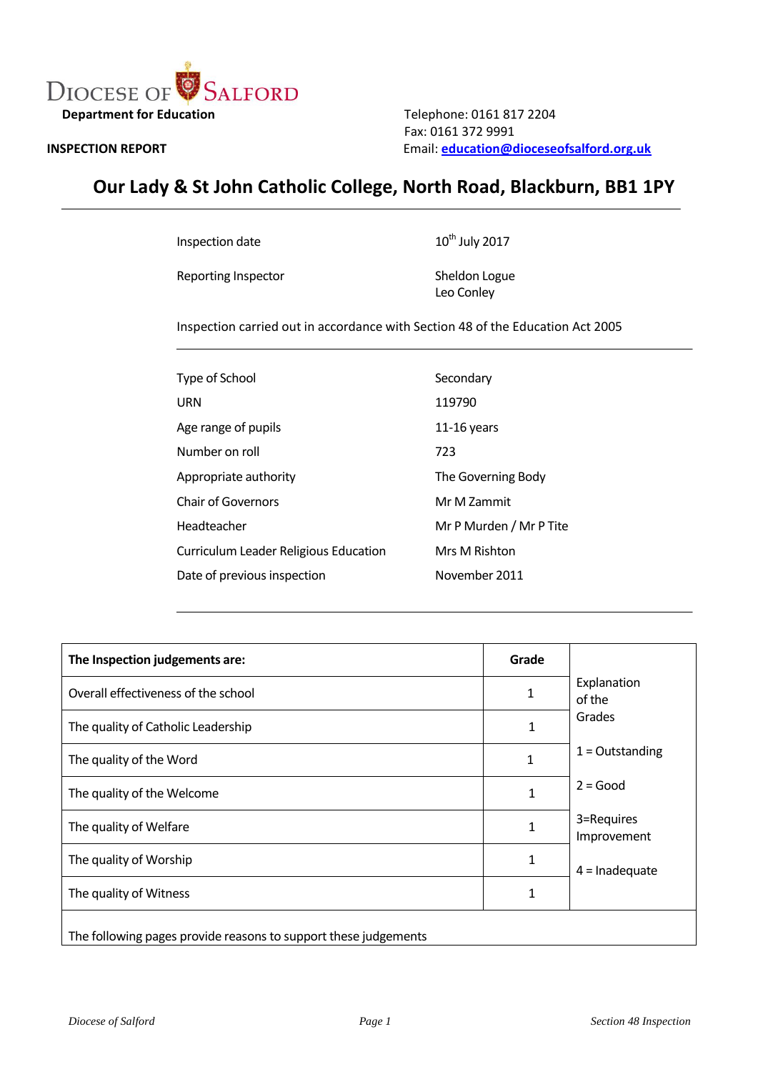DIOCESE OF SALFORD

**Department for Education**

**INSPECTION REPORT**

Telephone: 0161 817 2204
Fax: 0161 372 9991
Email: **education@dioceseofsalford.org.uk**

# Our Lady & St John Catholic College, North Road, Blackburn, BB1 1PY

| | |
|---|---|
| Inspection date | 10th July 2017 |
| Reporting Inspector | Sheldon Logue<br>Leo Conley |

Inspection carried out in accordance with Section 48 of the Education Act 2005

| | |
|---|---|
| Type of School | Secondary |
| URN | 119790 |
| Age range of pupils | 11-16 years |
| Number on roll | 723 |
| Appropriate authority | The Governing Body |
| Chair of Governors | Mr M Zammit |
| Headteacher | Mr P Murden / Mr P Tite |
| Curriculum Leader Religious Education | Mrs M Rishton |
| Date of previous inspection | November 2011 |

| **The Inspection judgements are:** | **Grade** | Explanation of the Grades |
|---|---|---|
| Overall effectiveness of the school | 1 | 1 = Outstanding |
| The quality of Catholic Leadership | 1 | 2 = Good |
| The quality of the Word | 1 | 3=Requires Improvement |
| The quality of the Welcome | 1 | 4 = Inadequate |
| The quality of Welfare | 1 | |
| The quality of Worship | 1 | |
| The quality of Witness | 1 | |

The following pages provide reasons to support these judgements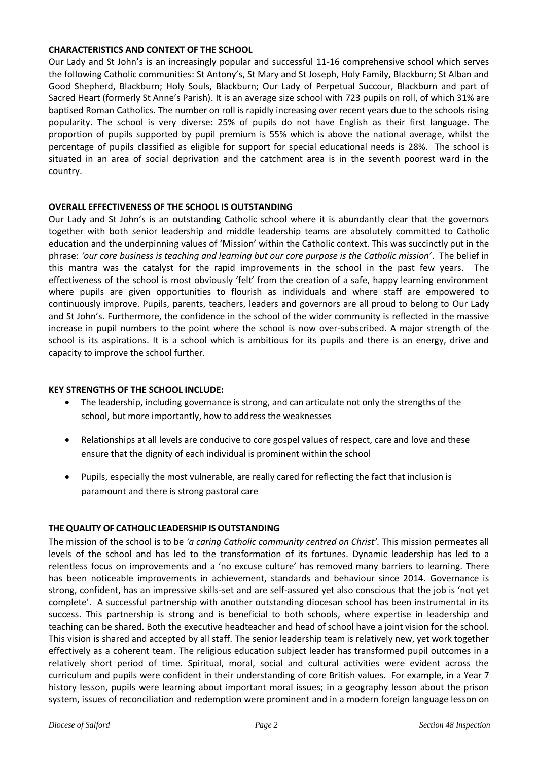## CHARACTERISTICS AND CONTEXT OF THE SCHOOL

Our Lady and St John's is an increasingly popular and successful 11-16 comprehensive school which serves the following Catholic communities: St Antony's, St Mary and St Joseph, Holy Family, Blackburn; St Alban and Good Shepherd, Blackburn; Holy Souls, Blackburn; Our Lady of Perpetual Succour, Blackburn and part of Sacred Heart (formerly St Anne's Parish). It is an average size school with 723 pupils on roll, of which 31% are baptised Roman Catholics. The number on roll is rapidly increasing over recent years due to the schools rising popularity. The school is very diverse: 25% of pupils do not have English as their first language. The proportion of pupils supported by pupil premium is 55% which is above the national average, whilst the percentage of pupils classified as eligible for support for special educational needs is 28%. The school is situated in an area of social deprivation and the catchment area is in the seventh poorest ward in the country.

## OVERALL EFFECTIVENESS OF THE SCHOOL IS OUTSTANDING

Our Lady and St John's is an outstanding Catholic school where it is abundantly clear that the governors together with both senior leadership and middle leadership teams are absolutely committed to Catholic education and the underpinning values of 'Mission' within the Catholic context. This was succinctly put in the phrase: *'our core business is teaching and learning but our core purpose is the Catholic mission'*. The belief in this mantra was the catalyst for the rapid improvements in the school in the past few years. The effectiveness of the school is most obviously 'felt' from the creation of a safe, happy learning environment where pupils are given opportunities to flourish as individuals and where staff are empowered to continuously improve. Pupils, parents, teachers, leaders and governors are all proud to belong to Our Lady and St John's. Furthermore, the confidence in the school of the wider community is reflected in the massive increase in pupil numbers to the point where the school is now over-subscribed. A major strength of the school is its aspirations. It is a school which is ambitious for its pupils and there is an energy, drive and capacity to improve the school further.

## KEY STRENGTHS OF THE SCHOOL INCLUDE:

- The leadership, including governance is strong, and can articulate not only the strengths of the school, but more importantly, how to address the weaknesses
- Relationships at all levels are conducive to core gospel values of respect, care and love and these ensure that the dignity of each individual is prominent within the school
- Pupils, especially the most vulnerable, are really cared for reflecting the fact that inclusion is paramount and there is strong pastoral care

## THE QUALITY OF CATHOLIC LEADERSHIP IS OUTSTANDING

The mission of the school is to be *'a caring Catholic community centred on Christ'.* This mission permeates all levels of the school and has led to the transformation of its fortunes. Dynamic leadership has led to a relentless focus on improvements and a 'no excuse culture' has removed many barriers to learning. There has been noticeable improvements in achievement, standards and behaviour since 2014. Governance is strong, confident, has an impressive skills-set and are self-assured yet also conscious that the job is 'not yet complete'. A successful partnership with another outstanding diocesan school has been instrumental in its success. This partnership is strong and is beneficial to both schools, where expertise in leadership and teaching can be shared. Both the executive headteacher and head of school have a joint vision for the school. This vision is shared and accepted by all staff. The senior leadership team is relatively new, yet work together effectively as a coherent team. The religious education subject leader has transformed pupil outcomes in a relatively short period of time. Spiritual, moral, social and cultural activities were evident across the curriculum and pupils were confident in their understanding of core British values. For example, in a Year 7 history lesson, pupils were learning about important moral issues; in a geography lesson about the prison system, issues of reconciliation and redemption were prominent and in a modern foreign language lesson on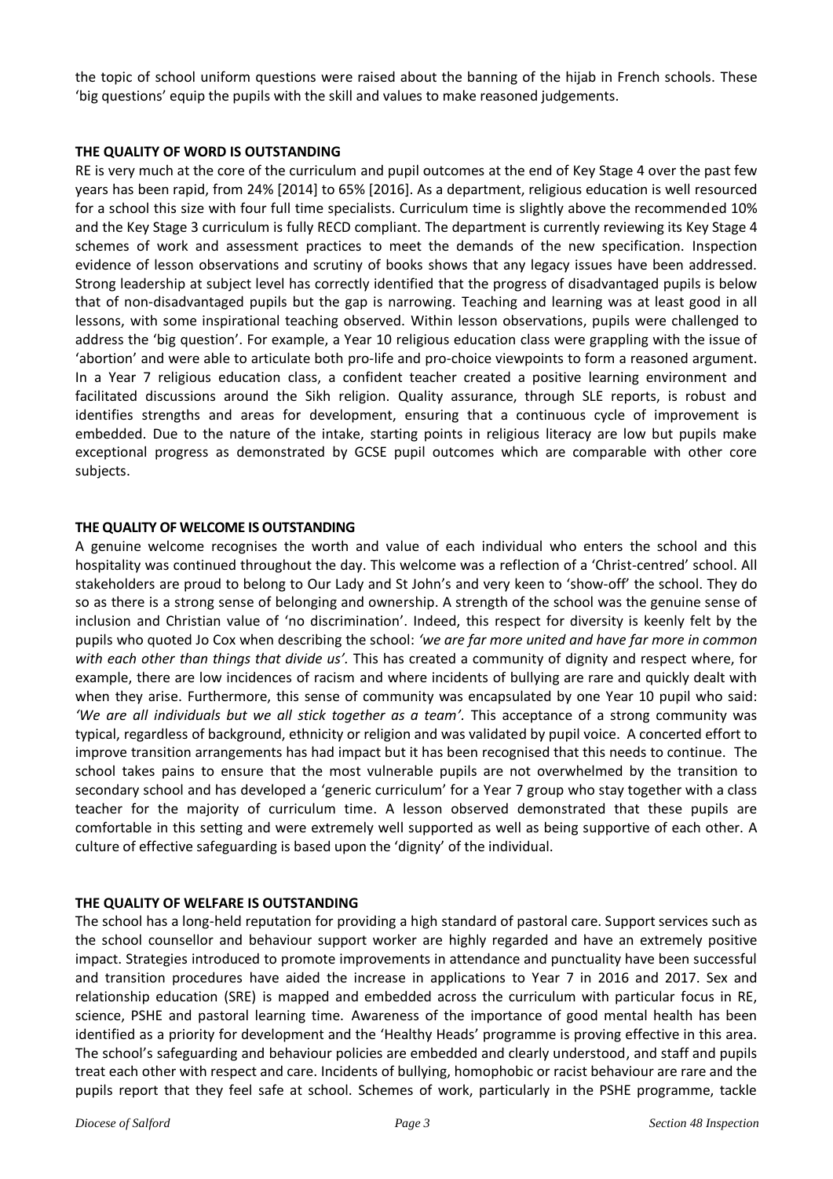the topic of school uniform questions were raised about the banning of the hijab in French schools. These 'big questions' equip the pupils with the skill and values to make reasoned judgements.

**THE QUALITY OF WORD IS OUTSTANDING**

RE is very much at the core of the curriculum and pupil outcomes at the end of Key Stage 4 over the past few years has been rapid, from 24% [2014] to 65% [2016]. As a department, religious education is well resourced for a school this size with four full time specialists. Curriculum time is slightly above the recommended 10% and the Key Stage 3 curriculum is fully RECD compliant. The department is currently reviewing its Key Stage 4 schemes of work and assessment practices to meet the demands of the new specification. Inspection evidence of lesson observations and scrutiny of books shows that any legacy issues have been addressed. Strong leadership at subject level has correctly identified that the progress of disadvantaged pupils is below that of non-disadvantaged pupils but the gap is narrowing. Teaching and learning was at least good in all lessons, with some inspirational teaching observed. Within lesson observations, pupils were challenged to address the 'big question'. For example, a Year 10 religious education class were grappling with the issue of 'abortion' and were able to articulate both pro-life and pro-choice viewpoints to form a reasoned argument. In a Year 7 religious education class, a confident teacher created a positive learning environment and facilitated discussions around the Sikh religion. Quality assurance, through SLE reports, is robust and identifies strengths and areas for development, ensuring that a continuous cycle of improvement is embedded. Due to the nature of the intake, starting points in religious literacy are low but pupils make exceptional progress as demonstrated by GCSE pupil outcomes which are comparable with other core subjects.

**THE QUALITY OF WELCOME IS OUTSTANDING**

A genuine welcome recognises the worth and value of each individual who enters the school and this hospitality was continued throughout the day. This welcome was a reflection of a 'Christ-centred' school. All stakeholders are proud to belong to Our Lady and St John's and very keen to 'show-off' the school. They do so as there is a strong sense of belonging and ownership. A strength of the school was the genuine sense of inclusion and Christian value of 'no discrimination'. Indeed, this respect for diversity is keenly felt by the pupils who quoted Jo Cox when describing the school: *'we are far more united and have far more in common with each other than things that divide us'.* This has created a community of dignity and respect where, for example, there are low incidences of racism and where incidents of bullying are rare and quickly dealt with when they arise. Furthermore, this sense of community was encapsulated by one Year 10 pupil who said: *'We are all individuals but we all stick together as a team'.* This acceptance of a strong community was typical, regardless of background, ethnicity or religion and was validated by pupil voice. A concerted effort to improve transition arrangements has had impact but it has been recognised that this needs to continue. The school takes pains to ensure that the most vulnerable pupils are not overwhelmed by the transition to secondary school and has developed a 'generic curriculum' for a Year 7 group who stay together with a class teacher for the majority of curriculum time. A lesson observed demonstrated that these pupils are comfortable in this setting and were extremely well supported as well as being supportive of each other. A culture of effective safeguarding is based upon the 'dignity' of the individual.

**THE QUALITY OF WELFARE IS OUTSTANDING**

The school has a long-held reputation for providing a high standard of pastoral care. Support services such as the school counsellor and behaviour support worker are highly regarded and have an extremely positive impact. Strategies introduced to promote improvements in attendance and punctuality have been successful and transition procedures have aided the increase in applications to Year 7 in 2016 and 2017. Sex and relationship education (SRE) is mapped and embedded across the curriculum with particular focus in RE, science, PSHE and pastoral learning time. Awareness of the importance of good mental health has been identified as a priority for development and the 'Healthy Heads' programme is proving effective in this area. The school's safeguarding and behaviour policies are embedded and clearly understood, and staff and pupils treat each other with respect and care. Incidents of bullying, homophobic or racist behaviour are rare and the pupils report that they feel safe at school. Schemes of work, particularly in the PSHE programme, tackle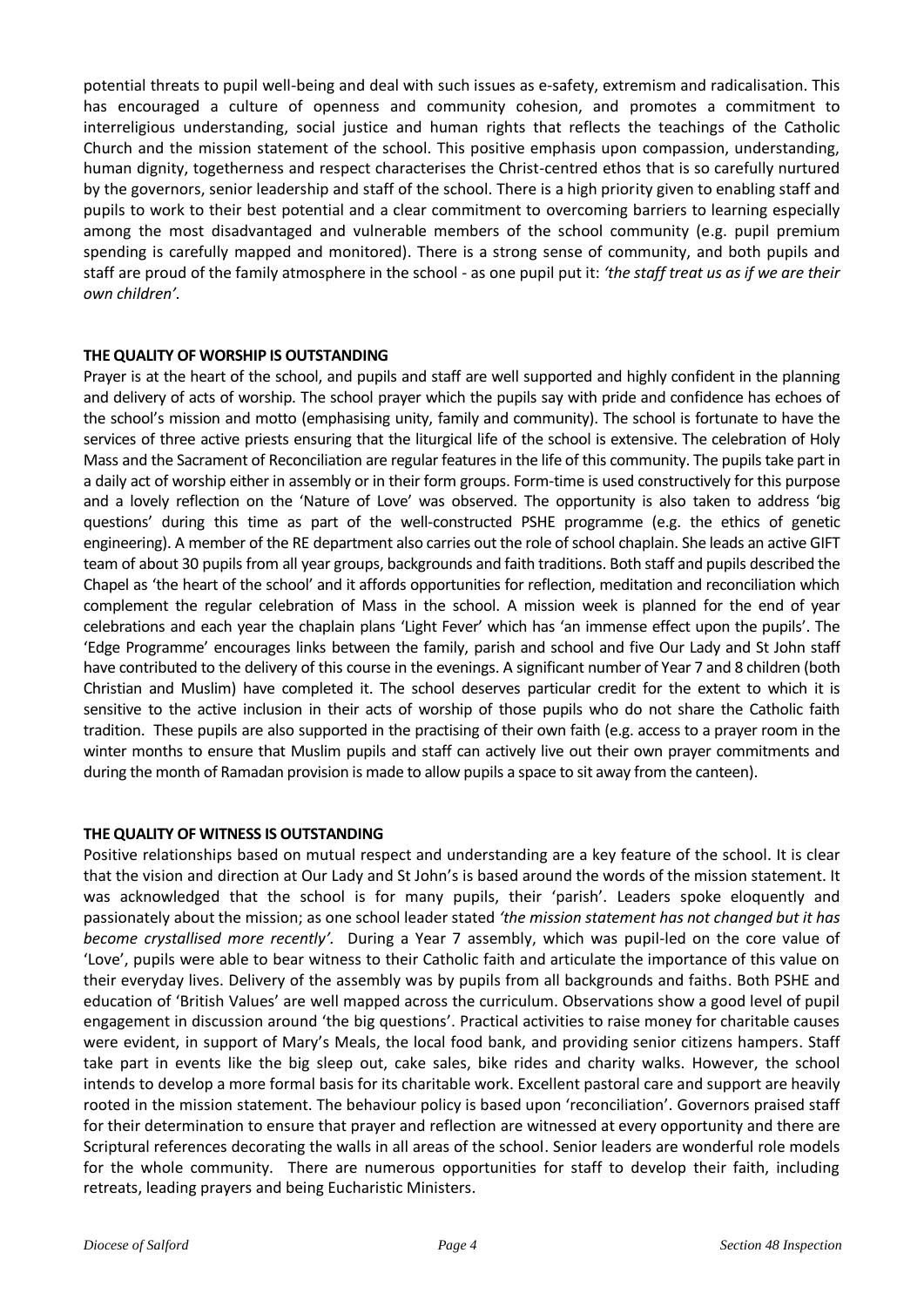potential threats to pupil well-being and deal with such issues as e-safety, extremism and radicalisation. This has encouraged a culture of openness and community cohesion, and promotes a commitment to interreligious understanding, social justice and human rights that reflects the teachings of the Catholic Church and the mission statement of the school. This positive emphasis upon compassion, understanding, human dignity, togetherness and respect characterises the Christ-centred ethos that is so carefully nurtured by the governors, senior leadership and staff of the school. There is a high priority given to enabling staff and pupils to work to their best potential and a clear commitment to overcoming barriers to learning especially among the most disadvantaged and vulnerable members of the school community (e.g. pupil premium spending is carefully mapped and monitored). There is a strong sense of community, and both pupils and staff are proud of the family atmosphere in the school - as one pupil put it: *'the staff treat us as if we are their own children'*.

## THE QUALITY OF WORSHIP IS OUTSTANDING

Prayer is at the heart of the school, and pupils and staff are well supported and highly confident in the planning and delivery of acts of worship. The school prayer which the pupils say with pride and confidence has echoes of the school's mission and motto (emphasising unity, family and community). The school is fortunate to have the services of three active priests ensuring that the liturgical life of the school is extensive. The celebration of Holy Mass and the Sacrament of Reconciliation are regular features in the life of this community. The pupils take part in a daily act of worship either in assembly or in their form groups. Form-time is used constructively for this purpose and a lovely reflection on the 'Nature of Love' was observed. The opportunity is also taken to address 'big questions' during this time as part of the well-constructed PSHE programme (e.g. the ethics of genetic engineering). A member of the RE department also carries out the role of school chaplain. She leads an active GIFT team of about 30 pupils from all year groups, backgrounds and faith traditions. Both staff and pupils described the Chapel as 'the heart of the school' and it affords opportunities for reflection, meditation and reconciliation which complement the regular celebration of Mass in the school. A mission week is planned for the end of year celebrations and each year the chaplain plans 'Light Fever' which has 'an immense effect upon the pupils'. The 'Edge Programme' encourages links between the family, parish and school and five Our Lady and St John staff have contributed to the delivery of this course in the evenings. A significant number of Year 7 and 8 children (both Christian and Muslim) have completed it. The school deserves particular credit for the extent to which it is sensitive to the active inclusion in their acts of worship of those pupils who do not share the Catholic faith tradition. These pupils are also supported in the practising of their own faith (e.g. access to a prayer room in the winter months to ensure that Muslim pupils and staff can actively live out their own prayer commitments and during the month of Ramadan provision is made to allow pupils a space to sit away from the canteen).

## THE QUALITY OF WITNESS IS OUTSTANDING

Positive relationships based on mutual respect and understanding are a key feature of the school. It is clear that the vision and direction at Our Lady and St John's is based around the words of the mission statement. It was acknowledged that the school is for many pupils, their 'parish'. Leaders spoke eloquently and passionately about the mission; as one school leader stated *'the mission statement has not changed but it has become crystallised more recently'.* During a Year 7 assembly, which was pupil-led on the core value of 'Love', pupils were able to bear witness to their Catholic faith and articulate the importance of this value on their everyday lives. Delivery of the assembly was by pupils from all backgrounds and faiths. Both PSHE and education of 'British Values' are well mapped across the curriculum. Observations show a good level of pupil engagement in discussion around 'the big questions'. Practical activities to raise money for charitable causes were evident, in support of Mary's Meals, the local food bank, and providing senior citizens hampers. Staff take part in events like the big sleep out, cake sales, bike rides and charity walks. However, the school intends to develop a more formal basis for its charitable work. Excellent pastoral care and support are heavily rooted in the mission statement. The behaviour policy is based upon 'reconciliation'. Governors praised staff for their determination to ensure that prayer and reflection are witnessed at every opportunity and there are Scriptural references decorating the walls in all areas of the school. Senior leaders are wonderful role models for the whole community. There are numerous opportunities for staff to develop their faith, including retreats, leading prayers and being Eucharistic Ministers.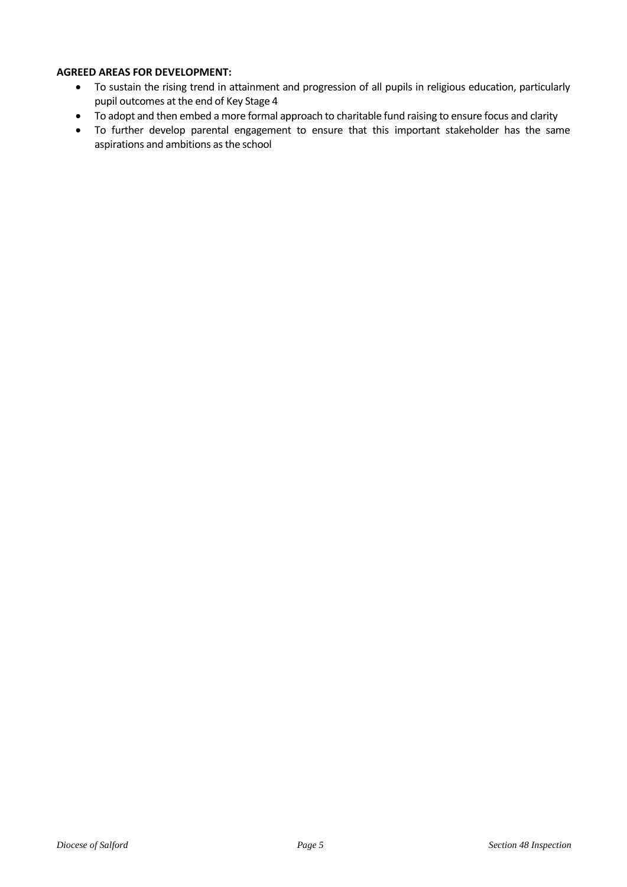**AGREED AREAS FOR DEVELOPMENT:**

- To sustain the rising trend in attainment and progression of all pupils in religious education, particularly pupil outcomes at the end of Key Stage 4
- To adopt and then embed a more formal approach to charitable fund raising to ensure focus and clarity
- To further develop parental engagement to ensure that this important stakeholder has the same aspirations and ambitions as the school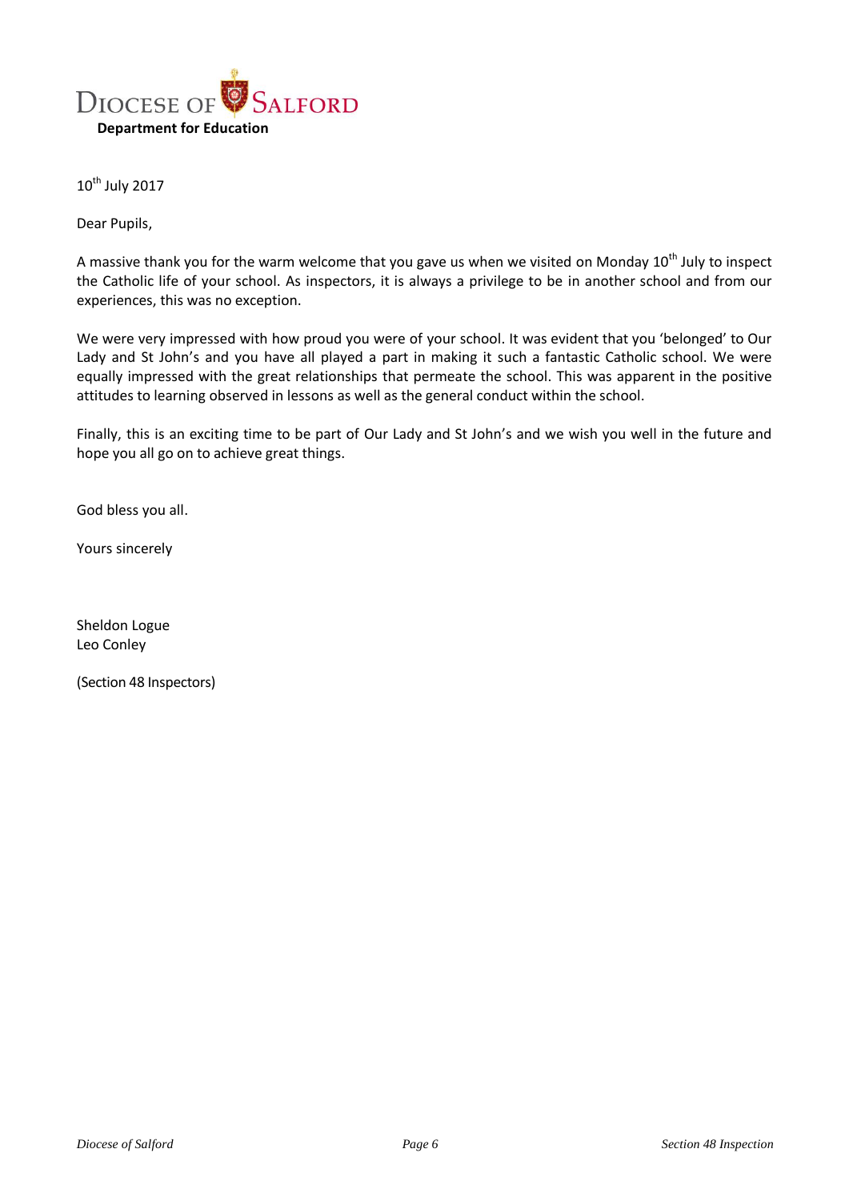DIOCESE OF SALFORD

**Department for Education**

10th July 2017

Dear Pupils,

A massive thank you for the warm welcome that you gave us when we visited on Monday 10th July to inspect the Catholic life of your school. As inspectors, it is always a privilege to be in another school and from our experiences, this was no exception.

We were very impressed with how proud you were of your school. It was evident that you 'belonged' to Our Lady and St John's and you have all played a part in making it such a fantastic Catholic school. We were equally impressed with the great relationships that permeate the school. This was apparent in the positive attitudes to learning observed in lessons as well as the general conduct within the school.

Finally, this is an exciting time to be part of Our Lady and St John's and we wish you well in the future and hope you all go on to achieve great things.

God bless you all.

Yours sincerely

Sheldon Logue
Leo Conley

(Section 48 Inspectors)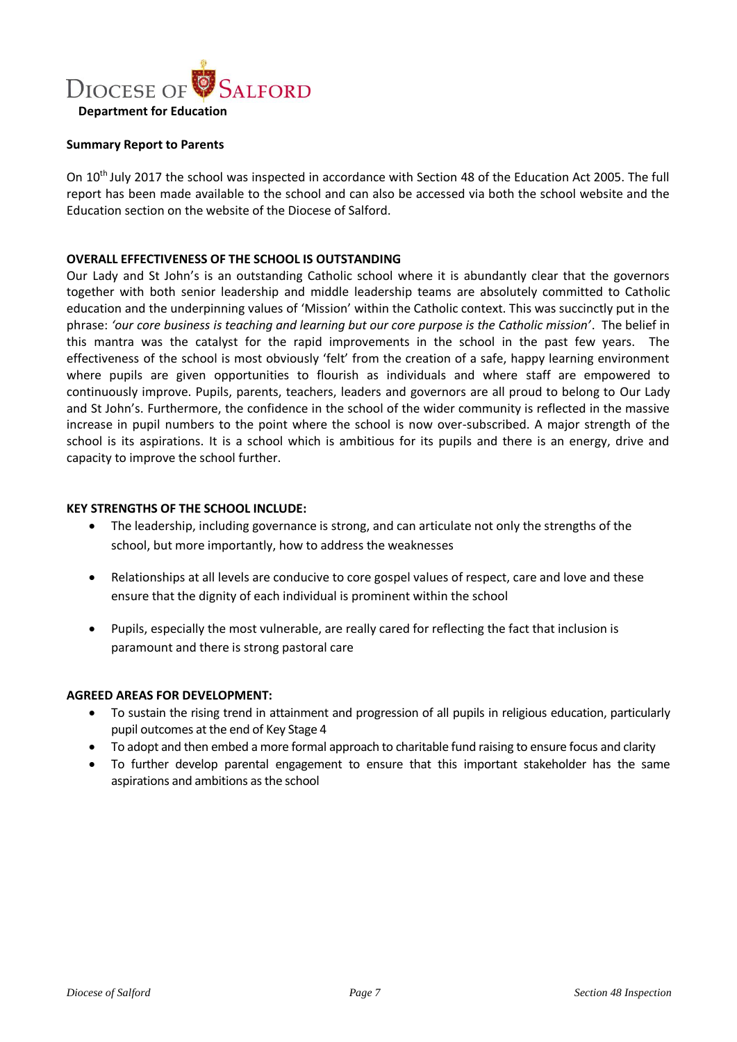# Diocese of Salford

**Department for Education**

**Summary Report to Parents**

On 10th July 2017 the school was inspected in accordance with Section 48 of the Education Act 2005. The full report has been made available to the school and can also be accessed via both the school website and the Education section on the website of the Diocese of Salford.

## OVERALL EFFECTIVENESS OF THE SCHOOL IS OUTSTANDING

Our Lady and St John's is an outstanding Catholic school where it is abundantly clear that the governors together with both senior leadership and middle leadership teams are absolutely committed to Catholic education and the underpinning values of 'Mission' within the Catholic context. This was succinctly put in the phrase: *'our core business is teaching and learning but our core purpose is the Catholic mission'*. The belief in this mantra was the catalyst for the rapid improvements in the school in the past few years. The effectiveness of the school is most obviously 'felt' from the creation of a safe, happy learning environment where pupils are given opportunities to flourish as individuals and where staff are empowered to continuously improve. Pupils, parents, teachers, leaders and governors are all proud to belong to Our Lady and St John's. Furthermore, the confidence in the school of the wider community is reflected in the massive increase in pupil numbers to the point where the school is now over-subscribed. A major strength of the school is its aspirations. It is a school which is ambitious for its pupils and there is an energy, drive and capacity to improve the school further.

## KEY STRENGTHS OF THE SCHOOL INCLUDE:

- The leadership, including governance is strong, and can articulate not only the strengths of the school, but more importantly, how to address the weaknesses
- Relationships at all levels are conducive to core gospel values of respect, care and love and these ensure that the dignity of each individual is prominent within the school
- Pupils, especially the most vulnerable, are really cared for reflecting the fact that inclusion is paramount and there is strong pastoral care

## AGREED AREAS FOR DEVELOPMENT:

- To sustain the rising trend in attainment and progression of all pupils in religious education, particularly pupil outcomes at the end of Key Stage 4
- To adopt and then embed a more formal approach to charitable fund raising to ensure focus and clarity
- To further develop parental engagement to ensure that this important stakeholder has the same aspirations and ambitions as the school